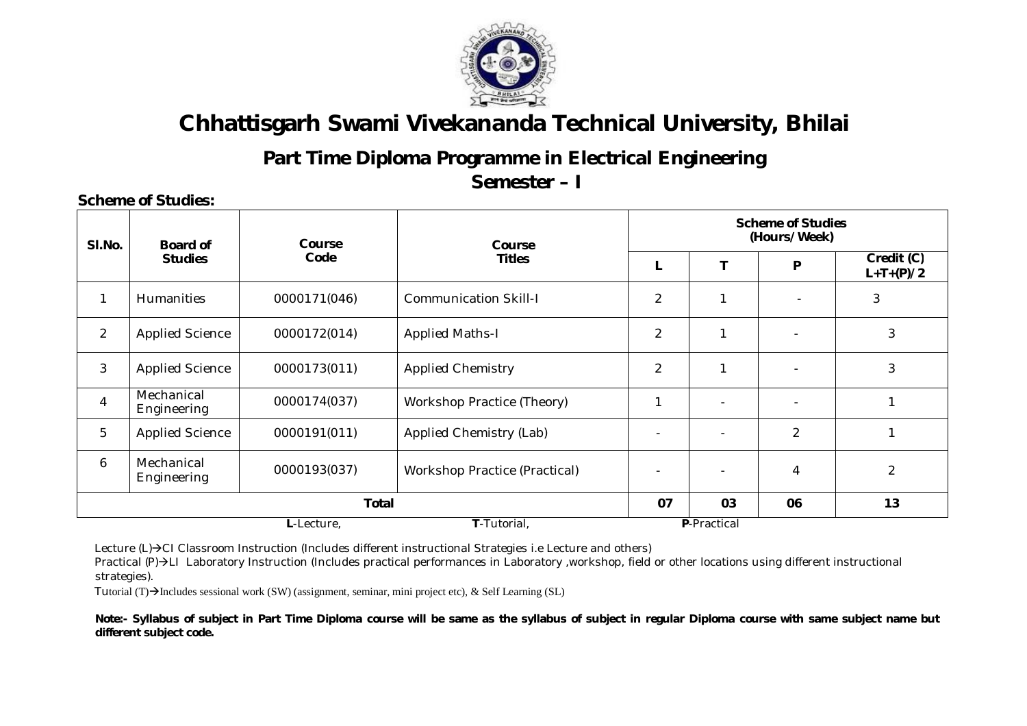# Chhattisgarh Swami Vivekananda Technical University, Bhilai

## Part Time Diploma Programme in Electrical Engineering

## Semester – I

**Scheme of Studies:**

| Sl.No. | Board of Studies | Course Code | Course Titles | Scheme of Studies (Hours/Week) | | | |
|---|---|---|---|---|---|---|---|
| | | | | L | T | P | Credit (C) L+T+(P)/2 |
| 1 | Humanities | 0000171(046) | Communication Skill-I | 2 | 1 | - | 3 |
| 2 | Applied Science | 0000172(014) | Applied Maths-I | 2 | 1 | - | 3 |
| 3 | Applied Science | 0000173(011) | Applied Chemistry | 2 | 1 | - | 3 |
| 4 | Mechanical Engineering | 0000174(037) | Workshop Practice (Theory) | 1 | - | - | 1 |
| 5 | Applied Science | 0000191(011) | Applied Chemistry (Lab) | - | - | 2 | 1 |
| 6 | Mechanical Engineering | 0000193(037) | Workshop Practice (Practical) | - | - | 4 | 2 |
| | | | **Total** | **07** | **03** | **06** | **13** |

**L**-Lecture, **T**-Tutorial, **P**-Practical

Lecture (L)→CI Classroom Instruction (Includes different instructional Strategies i.e Lecture and others)

Practical (P)→LI Laboratory Instruction (Includes practical performances in Laboratory ,workshop, field or other locations using different instructional strategies).

Tutorial (T)→Includes sessional work (SW) (assignment, seminar, mini project etc), & Self Learning (SL)

**Note:- Syllabus of subject in Part Time Diploma course will be same as the syllabus of subject in regular Diploma course with same subject name but different subject code.**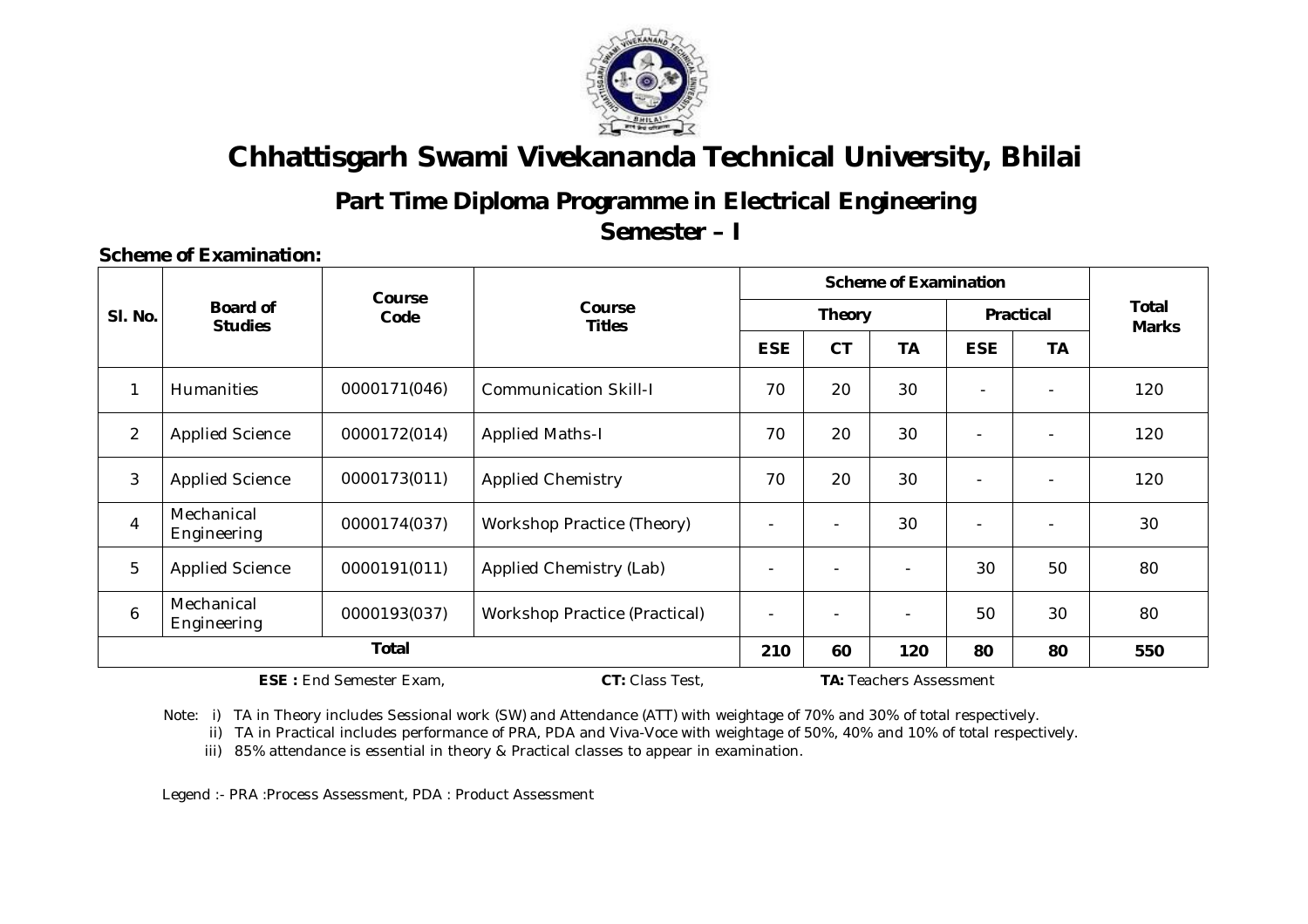# Chhattisgarh Swami Vivekananda Technical University, Bhilai

## Part Time Diploma Programme in Electrical Engineering

## Semester – I

**Scheme of Examination:**

| Sl. No. | Board of Studies | Course Code | Course Titles | Scheme of Examination | | | | | Total Marks |
|---|---|---|---|---|---|---|---|---|---|
| | | | | Theory | | | Practical | | |
| | | | | ESE | CT | TA | ESE | TA | |
| 1 | Humanities | 0000171(046) | Communication Skill-I | 70 | 20 | 30 | - | - | 120 |
| 2 | Applied Science | 0000172(014) | Applied Maths-I | 70 | 20 | 30 | - | - | 120 |
| 3 | Applied Science | 0000173(011) | Applied Chemistry | 70 | 20 | 30 | - | - | 120 |
| 4 | Mechanical Engineering | 0000174(037) | Workshop Practice (Theory) | - | - | 30 | - | - | 30 |
| 5 | Applied Science | 0000191(011) | Applied Chemistry (Lab) | - | - | - | 30 | 50 | 80 |
| 6 | Mechanical Engineering | 0000193(037) | Workshop Practice (Practical) | - | - | - | 50 | 30 | 80 |
| **Total** | | | | **210** | **60** | **120** | **80** | **80** | **550** |

**ESE :** End Semester Exam, **CT:** Class Test, **TA:** Teachers Assessment

Note: i) TA in Theory includes Sessional work (SW) and Attendance (ATT) with weightage of 70% and 30% of total respectively.

ii) TA in Practical includes performance of PRA, PDA and Viva-Voce with weightage of 50%, 40% and 10% of total respectively.

iii) 85% attendance is essential in theory & Practical classes to appear in examination.

Legend :- PRA :Process Assessment, PDA : Product Assessment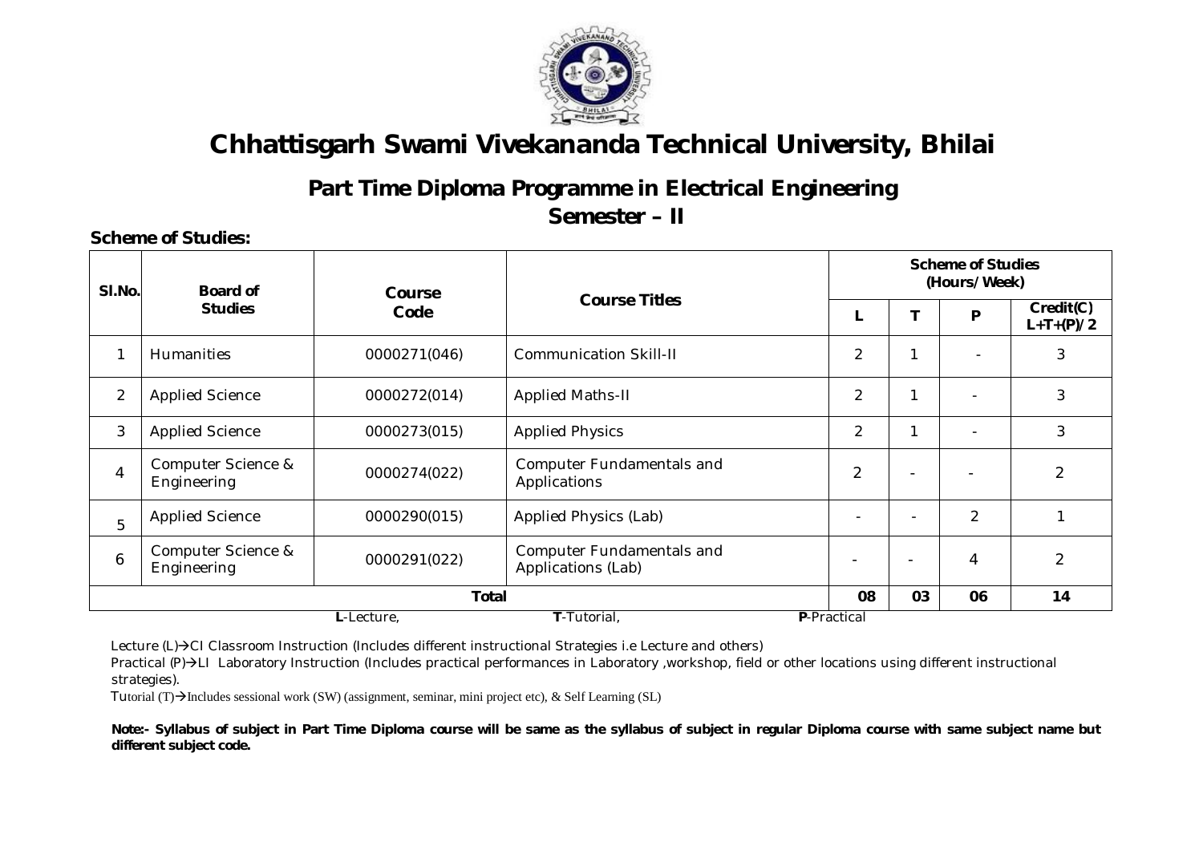# Chhattisgarh Swami Vivekananda Technical University, Bhilai

## Part Time Diploma Programme in Electrical Engineering

## Semester – II

**Scheme of Studies:**

| Sl.No. | Board of Studies | Course Code | Course Titles | Scheme of Studies (Hours/Week) | | | |
|---|---|---|---|---|---|---|---|
| | | | | L | T | P | Credit(C) L+T+(P)/2 |
| 1 | Humanities | 0000271(046) | Communication Skill-II | 2 | 1 | - | 3 |
| 2 | Applied Science | 0000272(014) | Applied Maths-II | 2 | 1 | - | 3 |
| 3 | Applied Science | 0000273(015) | Applied Physics | 2 | 1 | - | 3 |
| 4 | Computer Science & Engineering | 0000274(022) | Computer Fundamentals and Applications | 2 | - | - | 2 |
| 5 | Applied Science | 0000290(015) | Applied Physics (Lab) | - | - | 2 | 1 |
| 6 | Computer Science & Engineering | 0000291(022) | Computer Fundamentals and Applications (Lab) | - | - | 4 | 2 |
| | | | **Total** | **08** | **03** | **06** | **14** |

**L**-Lecture, **T**-Tutorial, **P**-Practical

Lecture (L)→CI Classroom Instruction (Includes different instructional Strategies i.e Lecture and others)

Practical (P)→LI Laboratory Instruction (Includes practical performances in Laboratory ,workshop, field or other locations using different instructional strategies).

Tutorial (T)→Includes sessional work (SW) (assignment, seminar, mini project etc), & Self Learning (SL)

**Note:- Syllabus of subject in Part Time Diploma course will be same as the syllabus of subject in regular Diploma course with same subject name but different subject code.**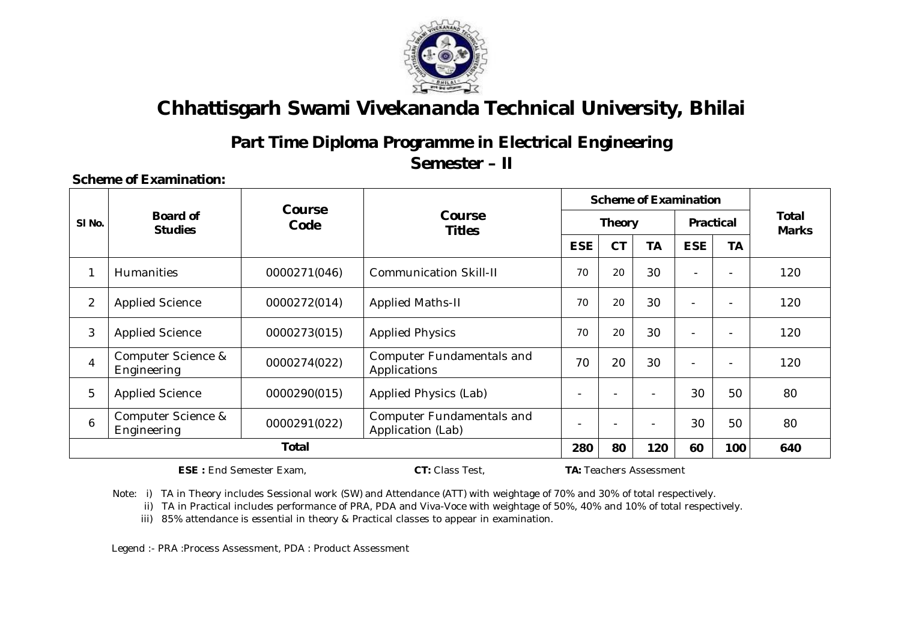# Chhattisgarh Swami Vivekananda Technical University, Bhilai

## Part Time Diploma Programme in Electrical Engineering

### Semester – II

**Scheme of Examination:**

| Sl No. | Board of Studies | Course Code | Course Titles | Scheme of Examination | | | | | Total Marks |
|---|---|---|---|---|---|---|---|---|---|
| | | | | Theory | | | Practical | | |
| | | | | ESE | CT | TA | ESE | TA | |
| 1 | Humanities | 0000271(046) | Communication Skill-II | 70 | 20 | 30 | - | - | 120 |
| 2 | Applied Science | 0000272(014) | Applied Maths-II | 70 | 20 | 30 | - | - | 120 |
| 3 | Applied Science | 0000273(015) | Applied Physics | 70 | 20 | 30 | - | - | 120 |
| 4 | Computer Science & Engineering | 0000274(022) | Computer Fundamentals and Applications | 70 | 20 | 30 | - | - | 120 |
| 5 | Applied Science | 0000290(015) | Applied Physics (Lab) | - | - | - | 30 | 50 | 80 |
| 6 | Computer Science & Engineering | 0000291(022) | Computer Fundamentals and Application (Lab) | - | - | - | 30 | 50 | 80 |
| | | Total | | 280 | 80 | 120 | 60 | 100 | 640 |

**ESE :** End Semester Exam, **CT:** Class Test, **TA:** Teachers Assessment

Note: i) TA in Theory includes Sessional work (SW) and Attendance (ATT) with weightage of 70% and 30% of total respectively.

ii) TA in Practical includes performance of PRA, PDA and Viva-Voce with weightage of 50%, 40% and 10% of total respectively.

iii) 85% attendance is essential in theory & Practical classes to appear in examination.

Legend :- PRA :Process Assessment, PDA : Product Assessment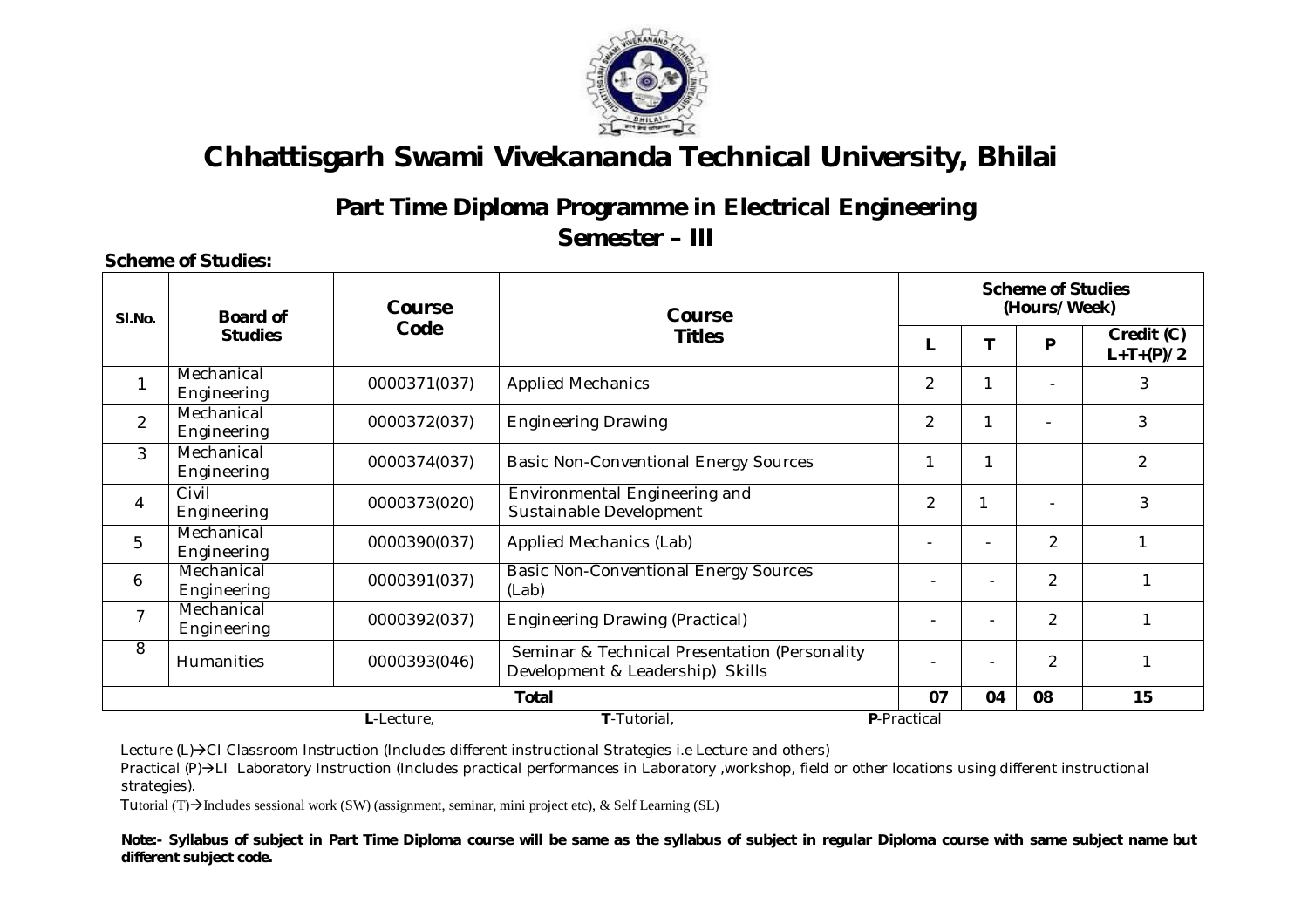# Chhattisgarh Swami Vivekananda Technical University, Bhilai

## Part Time Diploma Programme in Electrical Engineering

## Semester – III

**Scheme of Studies:**

| Sl.No. | Board of Studies | Course Code | Course Titles | Scheme of Studies (Hours/Week) | | | |
|---|---|---|---|---|---|---|---|
| | | | | L | T | P | Credit (C) L+T+(P)/2 |
| 1 | Mechanical Engineering | 0000371(037) | Applied Mechanics | 2 | 1 | - | 3 |
| 2 | Mechanical Engineering | 0000372(037) | Engineering Drawing | 2 | 1 | - | 3 |
| 3 | Mechanical Engineering | 0000374(037) | Basic Non-Conventional Energy Sources | 1 | 1 | | 2 |
| 4 | Civil Engineering | 0000373(020) | Environmental Engineering and Sustainable Development | 2 | 1 | - | 3 |
| 5 | Mechanical Engineering | 0000390(037) | Applied Mechanics (Lab) | - | - | 2 | 1 |
| 6 | Mechanical Engineering | 0000391(037) | Basic Non-Conventional Energy Sources (Lab) | - | - | 2 | 1 |
| 7 | Mechanical Engineering | 0000392(037) | Engineering Drawing (Practical) | - | - | 2 | 1 |
| 8 | Humanities | 0000393(046) | Seminar & Technical Presentation (Personality Development & Leadership) Skills | - | - | 2 | 1 |
| | | | **Total** | **07** | **04** | **08** | **15** |

**L**-Lecture, **T**-Tutorial, **P**-Practical

Lecture (L)→CI Classroom Instruction (Includes different instructional Strategies i.e Lecture and others)

Practical (P)→LI Laboratory Instruction (Includes practical performances in Laboratory ,workshop, field or other locations using different instructional strategies).

Tutorial (T)→Includes sessional work (SW) (assignment, seminar, mini project etc), & Self Learning (SL)

**Note:- Syllabus of subject in Part Time Diploma course will be same as the syllabus of subject in regular Diploma course with same subject name but different subject code.**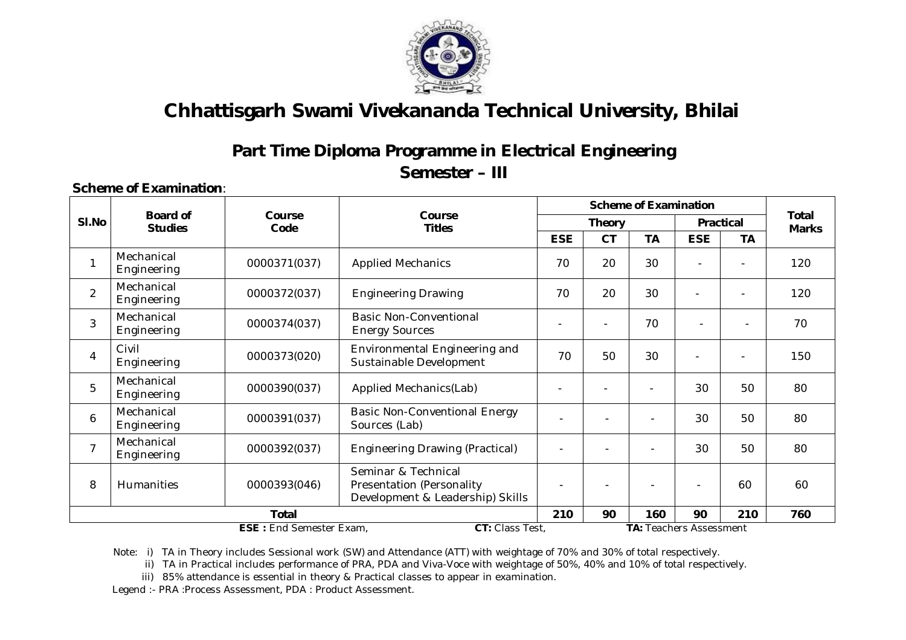# Chhattisgarh Swami Vivekananda Technical University, Bhilai

## Part Time Diploma Programme in Electrical Engineering

## Semester – III

**Scheme of Examination**:

| Sl.No | Board of Studies | Course Code | Course Titles | Scheme of Examination | | | | | Total Marks |
|---|---|---|---|---|---|---|---|---|---|
| | | | | Theory | | | Practical | | |
| | | | | ESE | CT | TA | ESE | TA | |
| 1 | Mechanical Engineering | 0000371(037) | Applied Mechanics | 70 | 20 | 30 | - | - | 120 |
| 2 | Mechanical Engineering | 0000372(037) | Engineering Drawing | 70 | 20 | 30 | - | - | 120 |
| 3 | Mechanical Engineering | 0000374(037) | Basic Non-Conventional Energy Sources | - | - | 70 | - | - | 70 |
| 4 | Civil Engineering | 0000373(020) | Environmental Engineering and Sustainable Development | 70 | 50 | 30 | - | - | 150 |
| 5 | Mechanical Engineering | 0000390(037) | Applied Mechanics(Lab) | - | - | - | 30 | 50 | 80 |
| 6 | Mechanical Engineering | 0000391(037) | Basic Non-Conventional Energy Sources (Lab) | - | - | - | 30 | 50 | 80 |
| 7 | Mechanical Engineering | 0000392(037) | Engineering Drawing (Practical) | - | - | - | 30 | 50 | 80 |
| 8 | Humanities | 0000393(046) | Seminar & Technical Presentation (Personality Development & Leadership) Skills | - | - | - | - | 60 | 60 |
| | | **Total** | | **210** | **90** | **160** | **90** | **210** | **760** |

**ESE :** End Semester Exam, **CT:** Class Test, **TA:** Teachers Assessment

Note: i) TA in Theory includes Sessional work (SW) and Attendance (ATT) with weightage of 70% and 30% of total respectively.

ii) TA in Practical includes performance of PRA, PDA and Viva-Voce with weightage of 50%, 40% and 10% of total respectively.

iii) 85% attendance is essential in theory & Practical classes to appear in examination.

Legend :- PRA :Process Assessment, PDA : Product Assessment.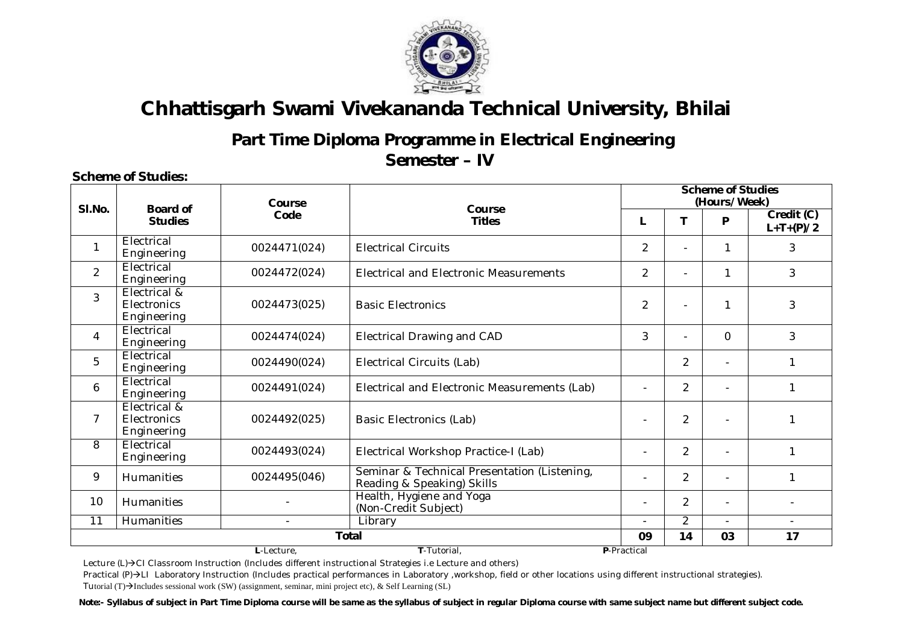# Chhattisgarh Swami Vivekananda Technical University, Bhilai

## Part Time Diploma Programme in Electrical Engineering

## Semester – IV

**Scheme of Studies:**

| Sl.No. | Board of Studies | Course Code | Course Titles | Scheme of Studies (Hours/Week) | | | |
|---|---|---|---|---|---|---|---|
| | | | | L | T | P | Credit (C) L+T+(P)/2 |
| 1 | Electrical Engineering | 0024471(024) | Electrical Circuits | 2 | - | 1 | 3 |
| 2 | Electrical Engineering | 0024472(024) | Electrical and Electronic Measurements | 2 | - | 1 | 3 |
| 3 | Electrical & Electronics Engineering | 0024473(025) | Basic Electronics | 2 | - | 1 | 3 |
| 4 | Electrical Engineering | 0024474(024) | Electrical Drawing and CAD | 3 | - | 0 | 3 |
| 5 | Electrical Engineering | 0024490(024) | Electrical Circuits (Lab) | | 2 | - | 1 |
| 6 | Electrical Engineering | 0024491(024) | Electrical and Electronic Measurements (Lab) | - | 2 | - | 1 |
| 7 | Electrical & Electronics Engineering | 0024492(025) | Basic Electronics (Lab) | - | 2 | - | 1 |
| 8 | Electrical Engineering | 0024493(024) | Electrical Workshop Practice-I (Lab) | - | 2 | - | 1 |
| 9 | Humanities | 0024495(046) | Seminar & Technical Presentation (Listening, Reading & Speaking) Skills | - | 2 | - | 1 |
| 10 | Humanities | - | Health, Hygiene and Yoga (Non-Credit Subject) | - | 2 | - | - |
| 11 | Humanities | - | Library | - | 2 | - | - |
| | | | **Total** | **09** | **14** | **03** | **17** |

**L**-Lecture, **T**-Tutorial, **P**-Practical

Lecture (L)→CI Classroom Instruction (Includes different instructional Strategies i.e Lecture and others)

Practical (P)→LI Laboratory Instruction (Includes practical performances in Laboratory ,workshop, field or other locations using different instructional strategies).

Tutorial (T)→Includes sessional work (SW) (assignment, seminar, mini project etc), & Self Learning (SL)

**Note:- Syllabus of subject in Part Time Diploma course will be same as the syllabus of subject in regular Diploma course with same subject name but different subject code.**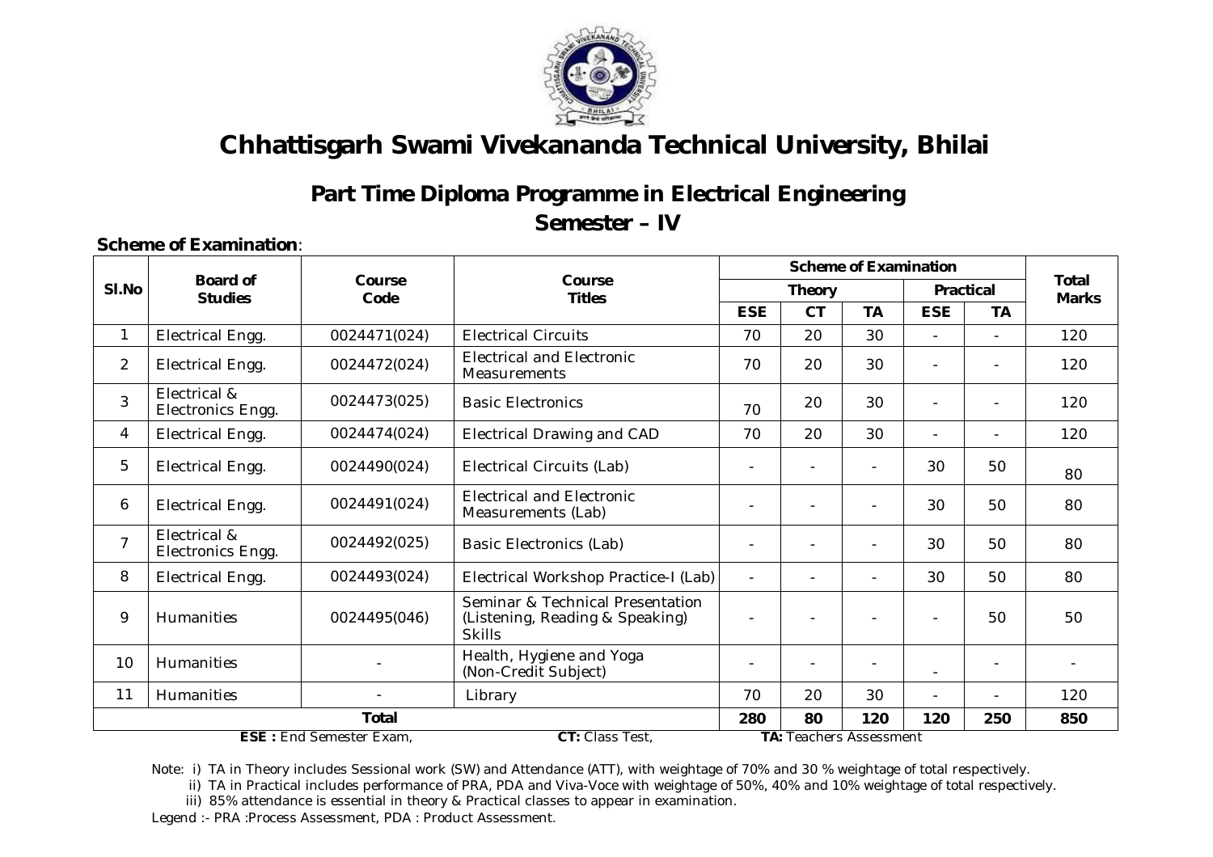# Chhattisgarh Swami Vivekananda Technical University, Bhilai

## Part Time Diploma Programme in Electrical Engineering

## Semester – IV

**Scheme of Examination**:

| Sl.No | Board of Studies | Course Code | Course Titles | Scheme of Examination | | | | | Total Marks |
|---|---|---|---|---|---|---|---|---|---|
| | | | | Theory | | | Practical | | |
| | | | | ESE | CT | TA | ESE | TA | |
| 1 | Electrical Engg. | 0024471(024) | Electrical Circuits | 70 | 20 | 30 | - | - | 120 |
| 2 | Electrical Engg. | 0024472(024) | Electrical and Electronic Measurements | 70 | 20 | 30 | - | - | 120 |
| 3 | Electrical & Electronics Engg. | 0024473(025) | Basic Electronics | 70 | 20 | 30 | - | - | 120 |
| 4 | Electrical Engg. | 0024474(024) | Electrical Drawing and CAD | 70 | 20 | 30 | - | - | 120 |
| 5 | Electrical Engg. | 0024490(024) | Electrical Circuits (Lab) | - | - | - | 30 | 50 | 80 |
| 6 | Electrical Engg. | 0024491(024) | Electrical and Electronic Measurements (Lab) | - | - | - | 30 | 50 | 80 |
| 7 | Electrical & Electronics Engg. | 0024492(025) | Basic Electronics (Lab) | - | - | - | 30 | 50 | 80 |
| 8 | Electrical Engg. | 0024493(024) | Electrical Workshop Practice-I (Lab) | - | - | - | 30 | 50 | 80 |
| 9 | Humanities | 0024495(046) | Seminar & Technical Presentation (Listening, Reading & Speaking) Skills | - | - | - | - | 50 | 50 |
| 10 | Humanities | - | Health, Hygiene and Yoga (Non-Credit Subject) | - | - | - | - | - | - |
| 11 | Humanities | - | Library | 70 | 20 | 30 | - | - | 120 |
| **Total** | | | | **280** | **80** | **120** | **120** | **250** | **850** |

**ESE :** End Semester Exam, **CT:** Class Test, **TA:** Teachers Assessment

Note: i) TA in Theory includes Sessional work (SW) and Attendance (ATT), with weightage of 70% and 30 % weightage of total respectively.

ii) TA in Practical includes performance of PRA, PDA and Viva-Voce with weightage of 50%, 40% and 10% weightage of total respectively.

iii) 85% attendance is essential in theory & Practical classes to appear in examination.

Legend :- PRA :Process Assessment, PDA : Product Assessment.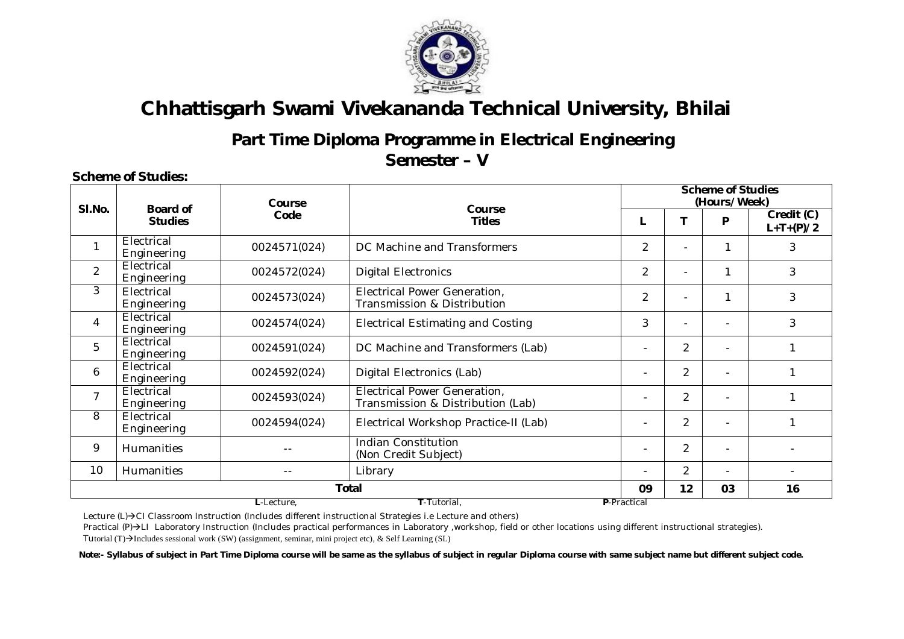# Chhattisgarh Swami Vivekananda Technical University, Bhilai

## Part Time Diploma Programme in Electrical Engineering

## Semester – V

**Scheme of Studies:**

| Sl.No. | Board of Studies | Course Code | Course Titles | Scheme of Studies (Hours/Week) | | | |
|---|---|---|---|---|---|---|---|
| | | | | L | T | P | Credit (C) L+T+(P)/2 |
| 1 | Electrical Engineering | 0024571(024) | DC Machine and Transformers | 2 | - | 1 | 3 |
| 2 | Electrical Engineering | 0024572(024) | Digital Electronics | 2 | - | 1 | 3 |
| 3 | Electrical Engineering | 0024573(024) | Electrical Power Generation, Transmission & Distribution | 2 | - | 1 | 3 |
| 4 | Electrical Engineering | 0024574(024) | Electrical Estimating and Costing | 3 | - | - | 3 |
| 5 | Electrical Engineering | 0024591(024) | DC Machine and Transformers (Lab) | - | 2 | - | 1 |
| 6 | Electrical Engineering | 0024592(024) | Digital Electronics (Lab) | - | 2 | - | 1 |
| 7 | Electrical Engineering | 0024593(024) | Electrical Power Generation, Transmission & Distribution (Lab) | - | 2 | - | 1 |
| 8 | Electrical Engineering | 0024594(024) | Electrical Workshop Practice-II (Lab) | - | 2 | - | 1 |
| 9 | Humanities | -- | Indian Constitution (Non Credit Subject) | - | 2 | - | - |
| 10 | Humanities | -- | Library | - | 2 | - | - |
| | | | **Total** | **09** | **12** | **03** | **16** |

**L**-Lecture, **T**-Tutorial, **P**-Practical

Lecture (L)→CI Classroom Instruction (Includes different instructional Strategies i.e Lecture and others)

Practical (P)→LI Laboratory Instruction (Includes practical performances in Laboratory ,workshop, field or other locations using different instructional strategies).

Tutorial (T)→Includes sessional work (SW) (assignment, seminar, mini project etc), & Self Learning (SL)

**Note:- Syllabus of subject in Part Time Diploma course will be same as the syllabus of subject in regular Diploma course with same subject name but different subject code.**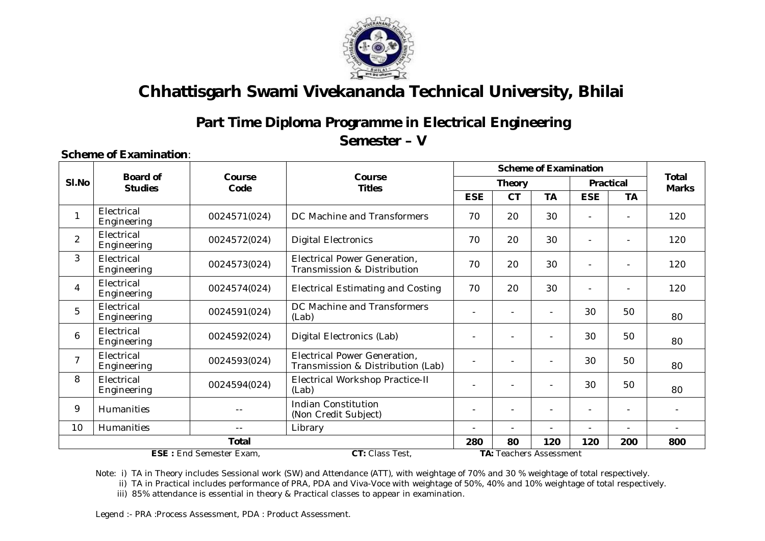# Chhattisgarh Swami Vivekananda Technical University, Bhilai

## Part Time Diploma Programme in Electrical Engineering

## Semester – V

**Scheme of Examination**:

| Sl.No | Board of Studies | Course Code | Course Titles | Scheme of Examination | | | | | Total Marks |
|---|---|---|---|---|---|---|---|---|---|
| | | | | Theory | | | Practical | | |
| | | | | ESE | CT | TA | ESE | TA | |
| 1 | Electrical Engineering | 0024571(024) | DC Machine and Transformers | 70 | 20 | 30 | - | - | 120 |
| 2 | Electrical Engineering | 0024572(024) | Digital Electronics | 70 | 20 | 30 | - | - | 120 |
| 3 | Electrical Engineering | 0024573(024) | Electrical Power Generation, Transmission & Distribution | 70 | 20 | 30 | - | - | 120 |
| 4 | Electrical Engineering | 0024574(024) | Electrical Estimating and Costing | 70 | 20 | 30 | - | - | 120 |
| 5 | Electrical Engineering | 0024591(024) | DC Machine and Transformers (Lab) | - | - | - | 30 | 50 | 80 |
| 6 | Electrical Engineering | 0024592(024) | Digital Electronics (Lab) | - | - | - | 30 | 50 | 80 |
| 7 | Electrical Engineering | 0024593(024) | Electrical Power Generation, Transmission & Distribution (Lab) | - | - | - | 30 | 50 | 80 |
| 8 | Electrical Engineering | 0024594(024) | Electrical Workshop Practice-II (Lab) | - | - | - | 30 | 50 | 80 |
| 9 | Humanities | -- | Indian Constitution (Non Credit Subject) | - | - | - | - | - | - |
| 10 | Humanities | -- | Library | - | - | - | - | - | - |
| | | **Total** | | **280** | **80** | **120** | **120** | **200** | **800** |

**ESE :** End Semester Exam, **CT:** Class Test, **TA:** Teachers Assessment

Note: i) TA in Theory includes Sessional work (SW) and Attendance (ATT), with weightage of 70% and 30 % weightage of total respectively.

ii) TA in Practical includes performance of PRA, PDA and Viva-Voce with weightage of 50%, 40% and 10% weightage of total respectively.

iii) 85% attendance is essential in theory & Practical classes to appear in examination.

Legend :- PRA :Process Assessment, PDA : Product Assessment.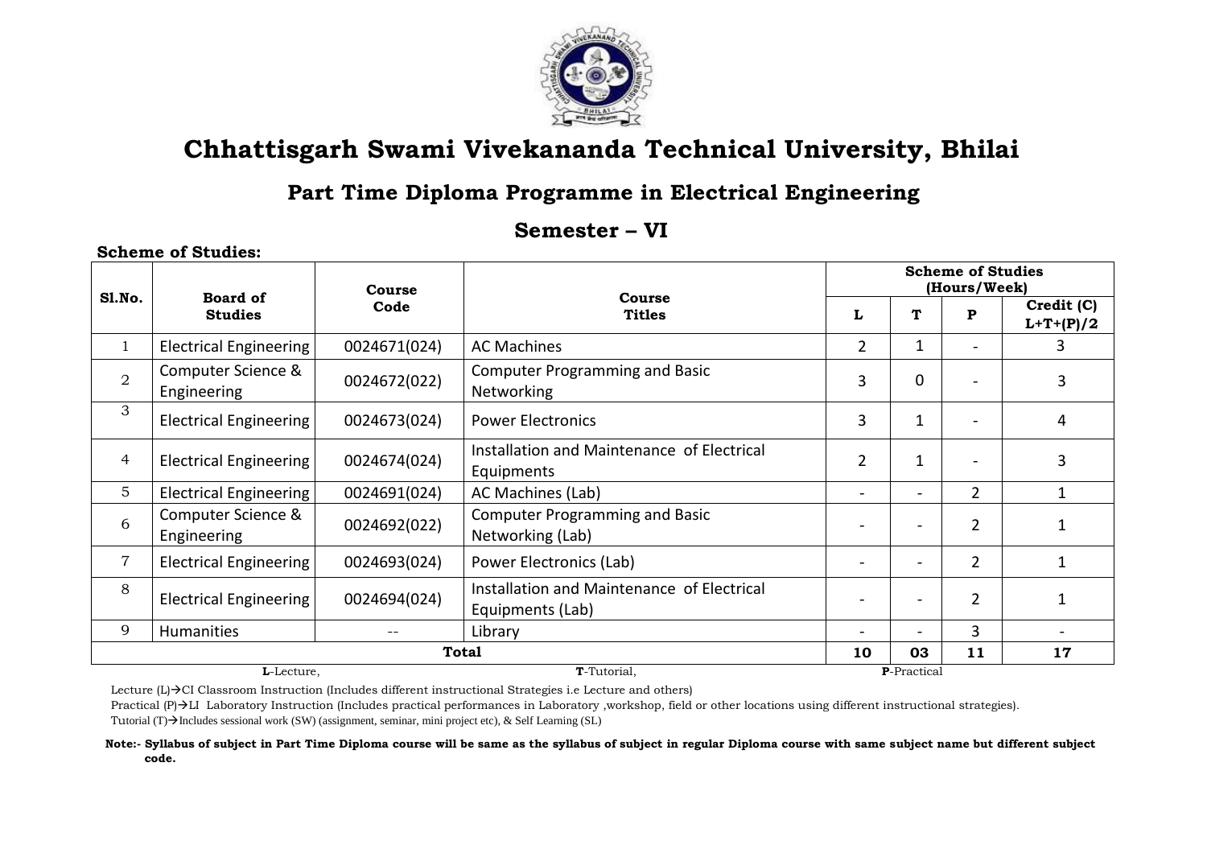# Chhattisgarh Swami Vivekananda Technical University, Bhilai

## Part Time Diploma Programme in Electrical Engineering

## Semester – VI

**Scheme of Studies:**

| Sl.No. | Board of Studies | Course Code | Course Titles | Scheme of Studies (Hours/Week) | | | |
|---|---|---|---|---|---|---|---|
| | | | | L | T | P | Credit (C) L+T+(P)/2 |
| 1 | Electrical Engineering | 0024671(024) | AC Machines | 2 | 1 | - | 3 |
| 2 | Computer Science & Engineering | 0024672(022) | Computer Programming and Basic Networking | 3 | 0 | - | 3 |
| 3 | Electrical Engineering | 0024673(024) | Power Electronics | 3 | 1 | - | 4 |
| 4 | Electrical Engineering | 0024674(024) | Installation and Maintenance of Electrical Equipments | 2 | 1 | - | 3 |
| 5 | Electrical Engineering | 0024691(024) | AC Machines (Lab) | - | - | 2 | 1 |
| 6 | Computer Science & Engineering | 0024692(022) | Computer Programming and Basic Networking (Lab) | - | - | 2 | 1 |
| 7 | Electrical Engineering | 0024693(024) | Power Electronics (Lab) | - | - | 2 | 1 |
| 8 | Electrical Engineering | 0024694(024) | Installation and Maintenance of Electrical Equipments (Lab) | - | - | 2 | 1 |
| 9 | Humanities | -- | Library | - | - | 3 | - |
| | | | **Total** | **10** | **03** | **11** | **17** |

**L**-Lecture, **T**-Tutorial, **P**-Practical

Lecture (L)→CI Classroom Instruction (Includes different instructional Strategies i.e Lecture and others)

Practical (P)→LI Laboratory Instruction (Includes practical performances in Laboratory ,workshop, field or other locations using different instructional strategies).

Tutorial (T)→Includes sessional work (SW) (assignment, seminar, mini project etc), & Self Learning (SL)

**Note:- Syllabus of subject in Part Time Diploma course will be same as the syllabus of subject in regular Diploma course with same subject name but different subject code.**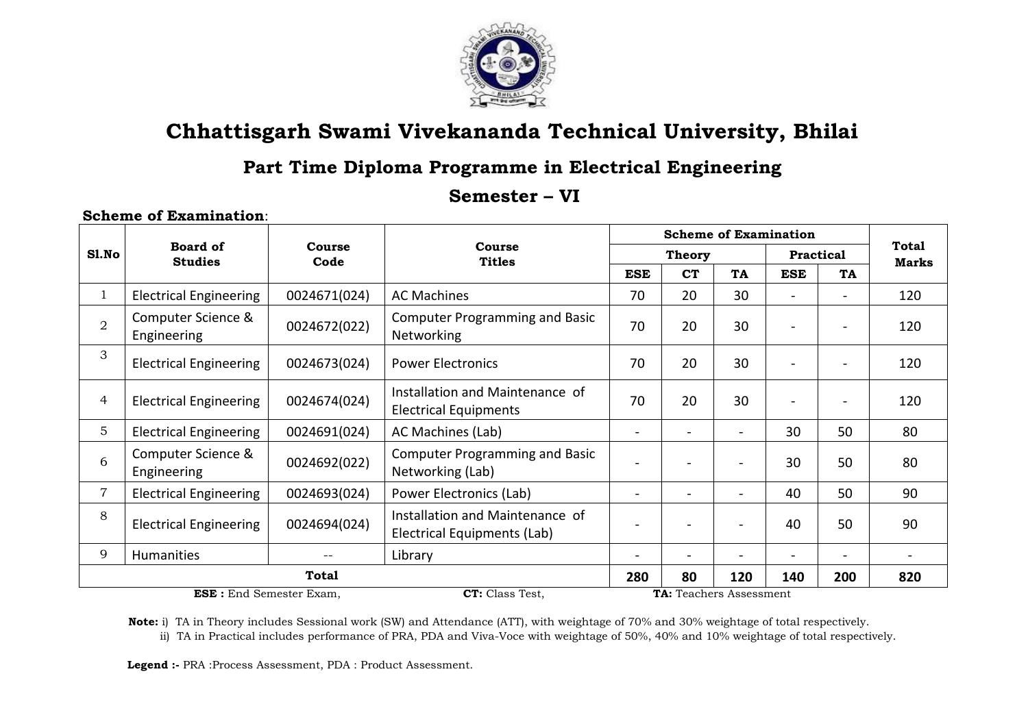# Chhattisgarh Swami Vivekananda Technical University, Bhilai

## Part Time Diploma Programme in Electrical Engineering

## Semester – VI

**Scheme of Examination**:

| Sl.No | Board of Studies | Course Code | Course Titles | Scheme of Examination | | | | | Total Marks |
|---|---|---|---|---|---|---|---|---|---|
| | | | | Theory | | | Practical | | |
| | | | | ESE | CT | TA | ESE | TA | |
| 1 | Electrical Engineering | 0024671(024) | AC Machines | 70 | 20 | 30 | - | - | 120 |
| 2 | Computer Science & Engineering | 0024672(022) | Computer Programming and Basic Networking | 70 | 20 | 30 | - | - | 120 |
| 3 | Electrical Engineering | 0024673(024) | Power Electronics | 70 | 20 | 30 | - | - | 120 |
| 4 | Electrical Engineering | 0024674(024) | Installation and Maintenance of Electrical Equipments | 70 | 20 | 30 | - | - | 120 |
| 5 | Electrical Engineering | 0024691(024) | AC Machines (Lab) | - | - | - | 30 | 50 | 80 |
| 6 | Computer Science & Engineering | 0024692(022) | Computer Programming and Basic Networking (Lab) | - | - | - | 30 | 50 | 80 |
| 7 | Electrical Engineering | 0024693(024) | Power Electronics (Lab) | - | - | - | 40 | 50 | 90 |
| 8 | Electrical Engineering | 0024694(024) | Installation and Maintenance of Electrical Equipments (Lab) | - | - | - | 40 | 50 | 90 |
| 9 | Humanities | -- | Library | - | - | - | - | - | - |
| | | | **Total** | 280 | 80 | 120 | 140 | 200 | 820 |

**ESE :** End Semester Exam, **CT:** Class Test, **TA:** Teachers Assessment

**Note:** i) TA in Theory includes Sessional work (SW) and Attendance (ATT), with weightage of 70% and 30% weightage of total respectively.
ii) TA in Practical includes performance of PRA, PDA and Viva-Voce with weightage of 50%, 40% and 10% weightage of total respectively.

**Legend :-** PRA :Process Assessment, PDA : Product Assessment.